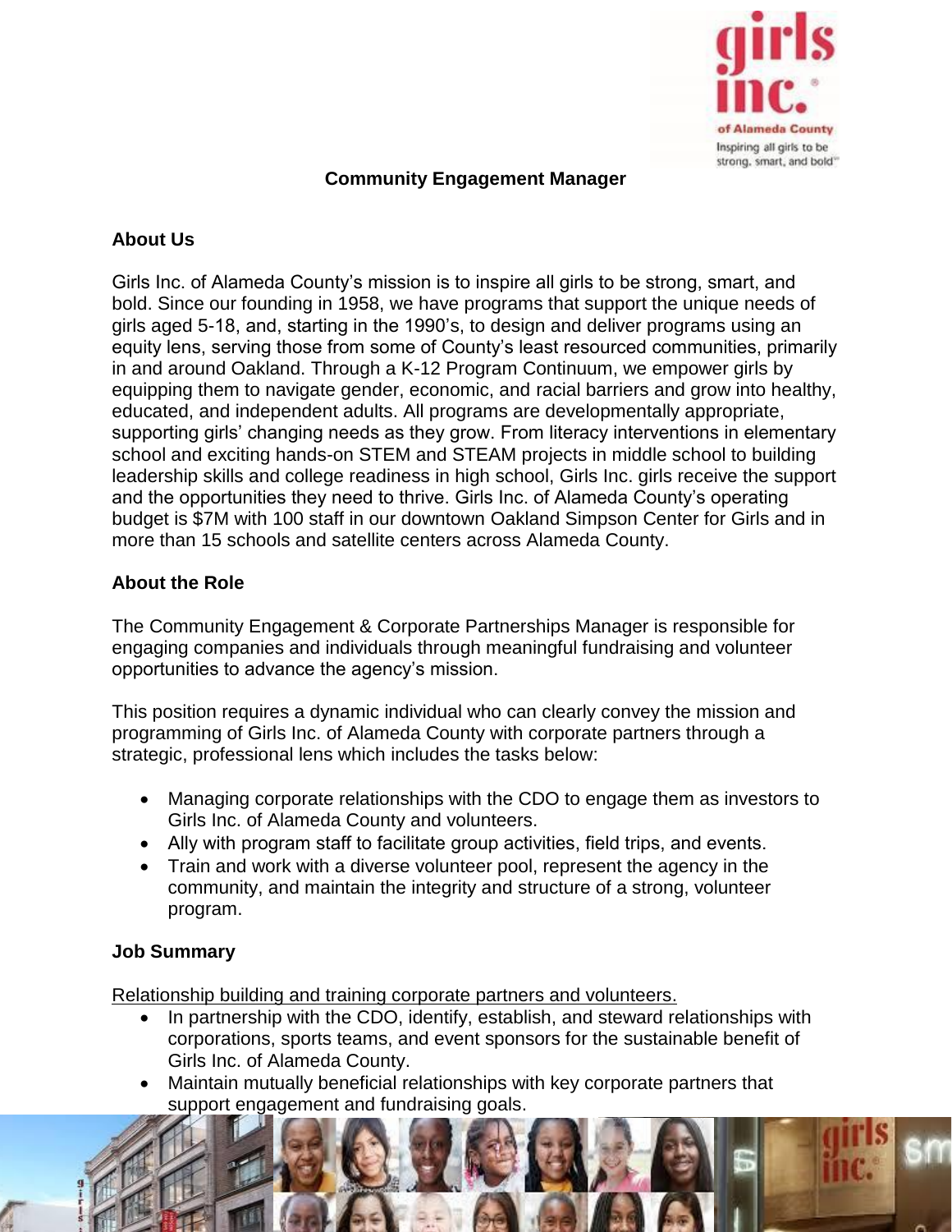# Community Engagement Manager

## About Us

Girls Inc. of Alameda County's mission is to inspire all girls to be strong, smart, and bold. Since our founding in 1958, we have programs that support the unique needs of girls aged 5-18, and, starting in the 1990's, to design and deliver programs using an equity lens, serving those from some of County's least resourced communities, primarily in and around Oakland. Through a K-12 Program Continuum, we empower girls by equipping them to navigate gender, economic, and racial barriers and grow into healthy, educated, and independent adults. All programs are developmentally appropriate, supporting girls' changing needs as they grow. From literacy interventions in elementary school and exciting hands-on STEM and STEAM projects in middle school to building leadership skills and college readiness in high school, Girls Inc. girls receive the support and the opportunities they need to thrive. Girls Inc. of Alameda County's operating budget is $7M with 100 staff in our downtown Oakland Simpson Center for Girls and in more than 15 schools and satellite centers across Alameda County.

## About the Role

The Community Engagement & Corporate Partnerships Manager is responsible for engaging companies and individuals through meaningful fundraising and volunteer opportunities to advance the agency's mission.

This position requires a dynamic individual who can clearly convey the mission and programming of Girls Inc. of Alameda County with corporate partners through a strategic, professional lens which includes the tasks below:

- Managing corporate relationships with the CDO to engage them as investors to Girls Inc. of Alameda County and volunteers.
- Ally with program staff to facilitate group activities, field trips, and events.
- Train and work with a diverse volunteer pool, represent the agency in the community, and maintain the integrity and structure of a strong, volunteer program.

## Job Summary

<u>Relationship building and training corporate partners and volunteers.</u>

- In partnership with the CDO, identify, establish, and steward relationships with corporations, sports teams, and event sponsors for the sustainable benefit of Girls Inc. of Alameda County.
- Maintain mutually beneficial relationships with key corporate partners that support engagement and fundraising goals.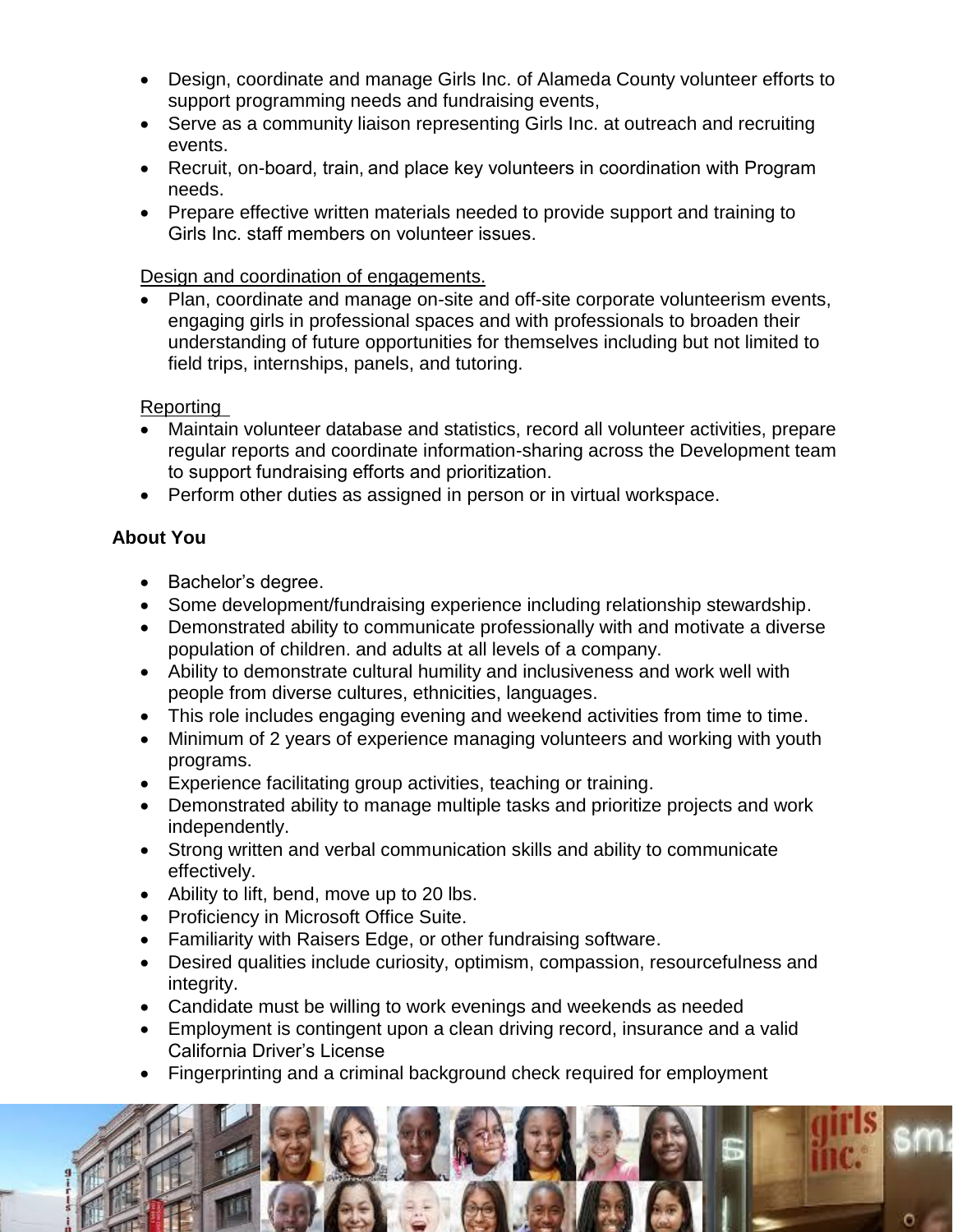- Design, coordinate and manage Girls Inc. of Alameda County volunteer efforts to support programming needs and fundraising events,
- Serve as a community liaison representing Girls Inc. at outreach and recruiting events.
- Recruit, on-board, train, and place key volunteers in coordination with Program needs.
- Prepare effective written materials needed to provide support and training to Girls Inc. staff members on volunteer issues.

Design and coordination of engagements.

- Plan, coordinate and manage on-site and off-site corporate volunteerism events, engaging girls in professional spaces and with professionals to broaden their understanding of future opportunities for themselves including but not limited to field trips, internships, panels, and tutoring.

Reporting

- Maintain volunteer database and statistics, record all volunteer activities, prepare regular reports and coordinate information-sharing across the Development team to support fundraising efforts and prioritization.
- Perform other duties as assigned in person or in virtual workspace.

**About You**

- Bachelor's degree.
- Some development/fundraising experience including relationship stewardship.
- Demonstrated ability to communicate professionally with and motivate a diverse population of children. and adults at all levels of a company.
- Ability to demonstrate cultural humility and inclusiveness and work well with people from diverse cultures, ethnicities, languages.
- This role includes engaging evening and weekend activities from time to time.
- Minimum of 2 years of experience managing volunteers and working with youth programs.
- Experience facilitating group activities, teaching or training.
- Demonstrated ability to manage multiple tasks and prioritize projects and work independently.
- Strong written and verbal communication skills and ability to communicate effectively.
- Ability to lift, bend, move up to 20 lbs.
- Proficiency in Microsoft Office Suite.
- Familiarity with Raisers Edge, or other fundraising software.
- Desired qualities include curiosity, optimism, compassion, resourcefulness and integrity.
- Candidate must be willing to work evenings and weekends as needed
- Employment is contingent upon a clean driving record, insurance and a valid California Driver's License
- Fingerprinting and a criminal background check required for employment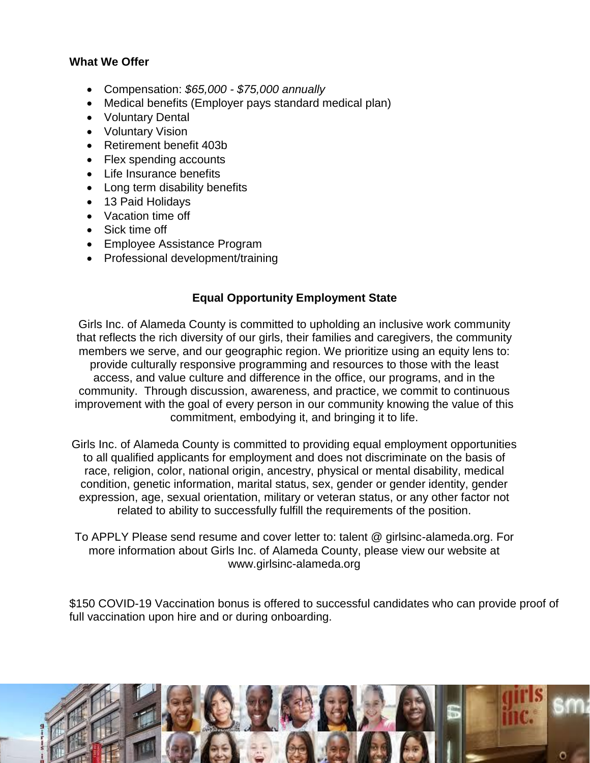**What We Offer**

- Compensation: *$65,000 - $75,000 annually*
- Medical benefits (Employer pays standard medical plan)
- Voluntary Dental
- Voluntary Vision
- Retirement benefit 403b
- Flex spending accounts
- Life Insurance benefits
- Long term disability benefits
- 13 Paid Holidays
- Vacation time off
- Sick time off
- Employee Assistance Program
- Professional development/training

**Equal Opportunity Employment State**

Girls Inc. of Alameda County is committed to upholding an inclusive work community that reflects the rich diversity of our girls, their families and caregivers, the community members we serve, and our geographic region. We prioritize using an equity lens to: provide culturally responsive programming and resources to those with the least access, and value culture and difference in the office, our programs, and in the community. Through discussion, awareness, and practice, we commit to continuous improvement with the goal of every person in our community knowing the value of this commitment, embodying it, and bringing it to life.

Girls Inc. of Alameda County is committed to providing equal employment opportunities to all qualified applicants for employment and does not discriminate on the basis of race, religion, color, national origin, ancestry, physical or mental disability, medical condition, genetic information, marital status, sex, gender or gender identity, gender expression, age, sexual orientation, military or veteran status, or any other factor not related to ability to successfully fulfill the requirements of the position.

To APPLY Please send resume and cover letter to: talent @ girlsinc-alameda.org. For more information about Girls Inc. of Alameda County, please view our website at www.girlsinc-alameda.org

$150 COVID-19 Vaccination bonus is offered to successful candidates who can provide proof of full vaccination upon hire and or during onboarding.